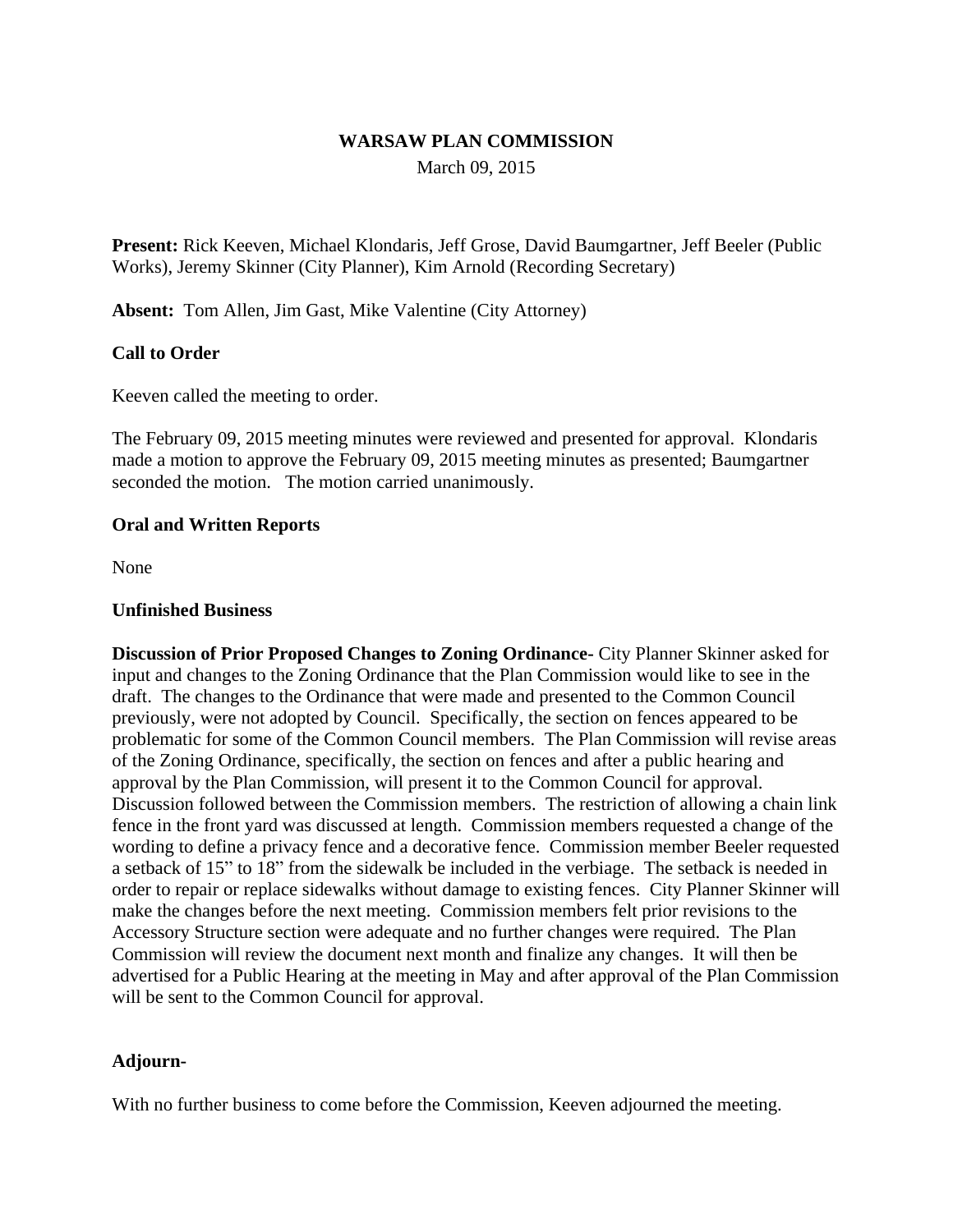# WARSAW PLAN COMMISSION

March 09, 2015

**Present:** Rick Keeven, Michael Klondaris, Jeff Grose, David Baumgartner, Jeff Beeler (Public Works), Jeremy Skinner (City Planner), Kim Arnold (Recording Secretary)

**Absent:** Tom Allen, Jim Gast, Mike Valentine (City Attorney)

**Call to Order**

Keeven called the meeting to order.

The February 09, 2015 meeting minutes were reviewed and presented for approval. Klondaris made a motion to approve the February 09, 2015 meeting minutes as presented; Baumgartner seconded the motion. The motion carried unanimously.

**Oral and Written Reports**

None

**Unfinished Business**

**Discussion of Prior Proposed Changes to Zoning Ordinance-** City Planner Skinner asked for input and changes to the Zoning Ordinance that the Plan Commission would like to see in the draft. The changes to the Ordinance that were made and presented to the Common Council previously, were not adopted by Council. Specifically, the section on fences appeared to be problematic for some of the Common Council members. The Plan Commission will revise areas of the Zoning Ordinance, specifically, the section on fences and after a public hearing and approval by the Plan Commission, will present it to the Common Council for approval. Discussion followed between the Commission members. The restriction of allowing a chain link fence in the front yard was discussed at length. Commission members requested a change of the wording to define a privacy fence and a decorative fence. Commission member Beeler requested a setback of 15" to 18" from the sidewalk be included in the verbiage. The setback is needed in order to repair or replace sidewalks without damage to existing fences. City Planner Skinner will make the changes before the next meeting. Commission members felt prior revisions to the Accessory Structure section were adequate and no further changes were required. The Plan Commission will review the document next month and finalize any changes. It will then be advertised for a Public Hearing at the meeting in May and after approval of the Plan Commission will be sent to the Common Council for approval.

**Adjourn-**

With no further business to come before the Commission, Keeven adjourned the meeting.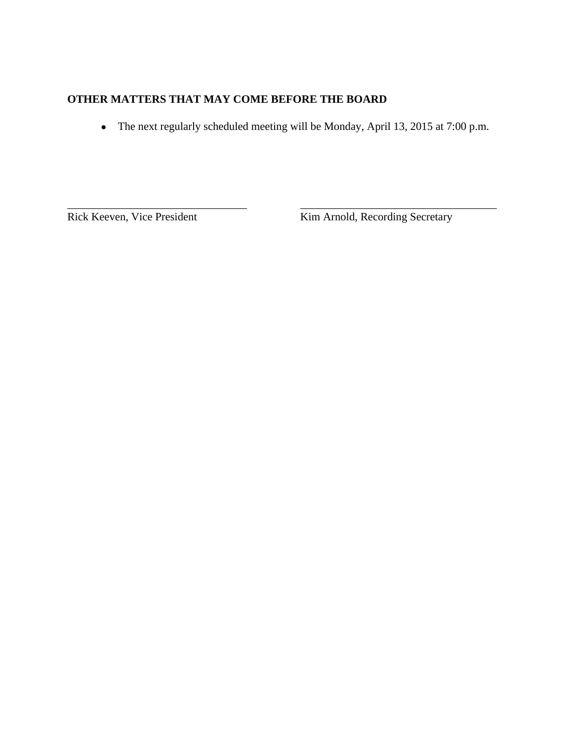**OTHER MATTERS THAT MAY COME BEFORE THE BOARD**

- The next regularly scheduled meeting will be Monday, April 13, 2015 at 7:00 p.m.

| | |
|---|---|
| ______________________________ | ________________________________ |
| Rick Keeven, Vice President | Kim Arnold, Recording Secretary |